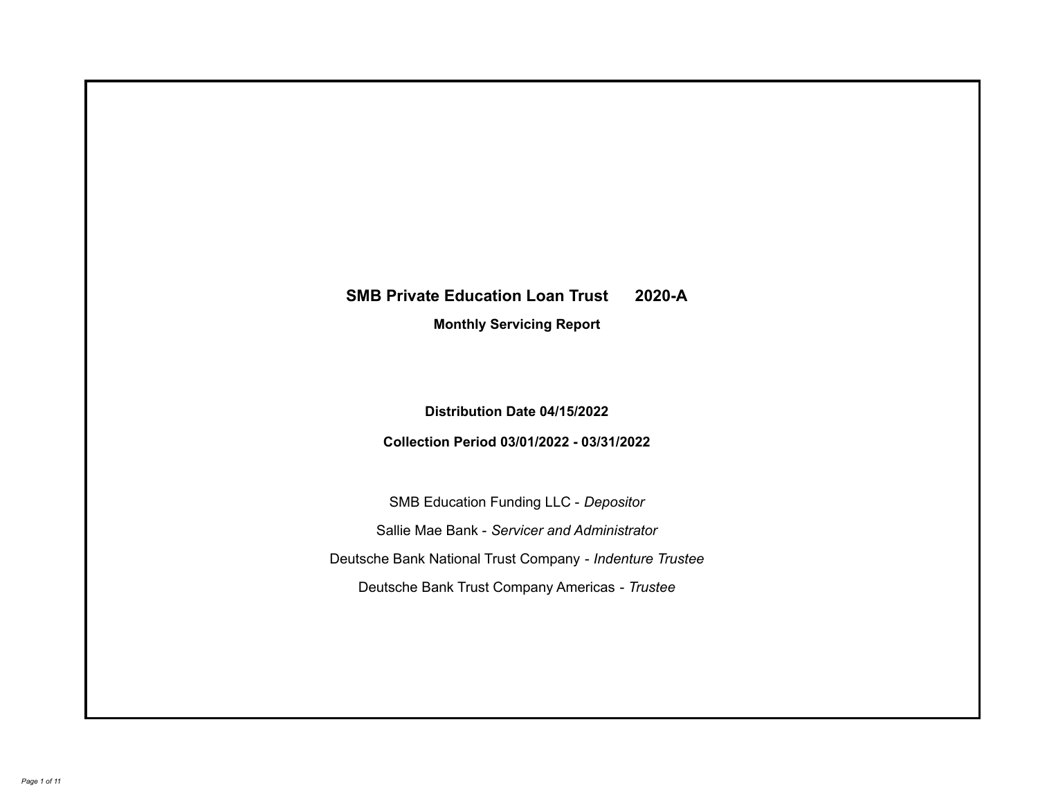# SMB Private Education Loan Trust 2020-A

**Monthly Servicing Report**

**Distribution Date 04/15/2022**

**Collection Period 03/01/2022 - 03/31/2022**

SMB Education Funding LLC - *Depositor*

Sallie Mae Bank - *Servicer and Administrator*

Deutsche Bank National Trust Company - *Indenture Trustee*

Deutsche Bank Trust Company Americas - *Trustee*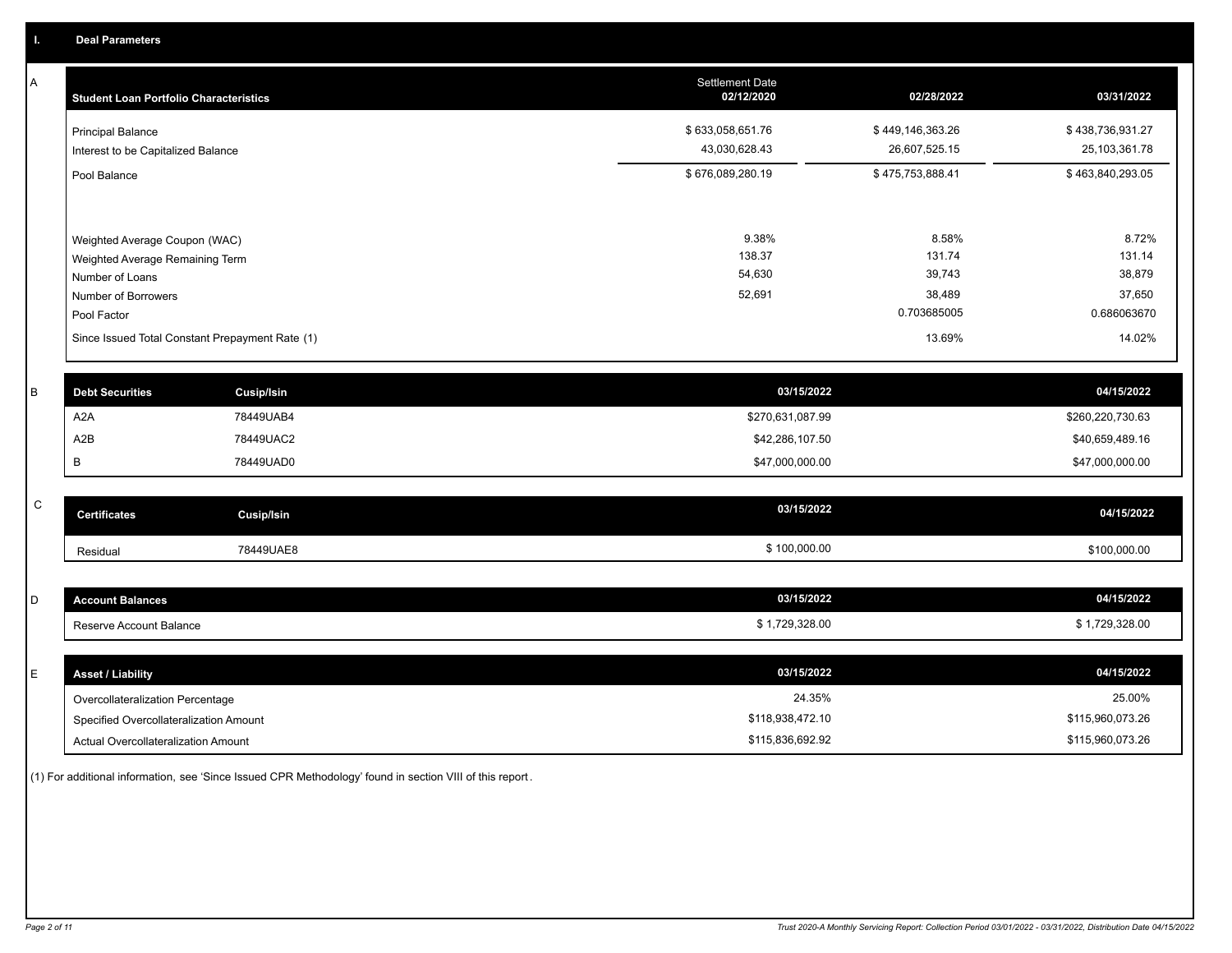## I. Deal Parameters

### A

| Student Loan Portfolio Characteristics | Settlement Date 02/12/2020 | 02/28/2022 | 03/31/2022 |
|---|---|---|---|
| Principal Balance | $ 633,058,651.76 | $ 449,146,363.26 | $ 438,736,931.27 |
| Interest to be Capitalized Balance | 43,030,628.43 | 26,607,525.15 | 25,103,361.78 |
| Pool Balance | $ 676,089,280.19 | $ 475,753,888.41 | $ 463,840,293.05 |
| Weighted Average Coupon (WAC) | 9.38% | 8.58% | 8.72% |
| Weighted Average Remaining Term | 138.37 | 131.74 | 131.14 |
| Number of Loans | 54,630 | 39,743 | 38,879 |
| Number of Borrowers | 52,691 | 38,489 | 37,650 |
| Pool Factor | | 0.703685005 | 0.686063670 |
| Since Issued Total Constant Prepayment Rate (1) | | 13.69% | 14.02% |

### B

| Debt Securities | Cusip/Isin | 03/15/2022 | 04/15/2022 |
|---|---|---|---|
| A2A | 78449UAB4 | $270,631,087.99 | $260,220,730.63 |
| A2B | 78449UAC2 | $42,286,107.50 | $40,659,489.16 |
| B | 78449UAD0 | $47,000,000.00 | $47,000,000.00 |

### C

| Certificates | Cusip/Isin | 03/15/2022 | 04/15/2022 |
|---|---|---|---|
| Residual | 78449UAE8 | $ 100,000.00 | $100,000.00 |

### D

| Account Balances | 03/15/2022 | 04/15/2022 |
|---|---|---|
| Reserve Account Balance | $ 1,729,328.00 | $ 1,729,328.00 |

### E

| Asset / Liability | 03/15/2022 | 04/15/2022 |
|---|---|---|
| Overcollateralization Percentage | 24.35% | 25.00% |
| Specified Overcollateralization Amount | $118,938,472.10 | $115,960,073.26 |
| Actual Overcollateralization Amount | $115,836,692.92 | $115,960,073.26 |

(1) For additional information, see 'Since Issued CPR Methodology' found in section VIII of this report.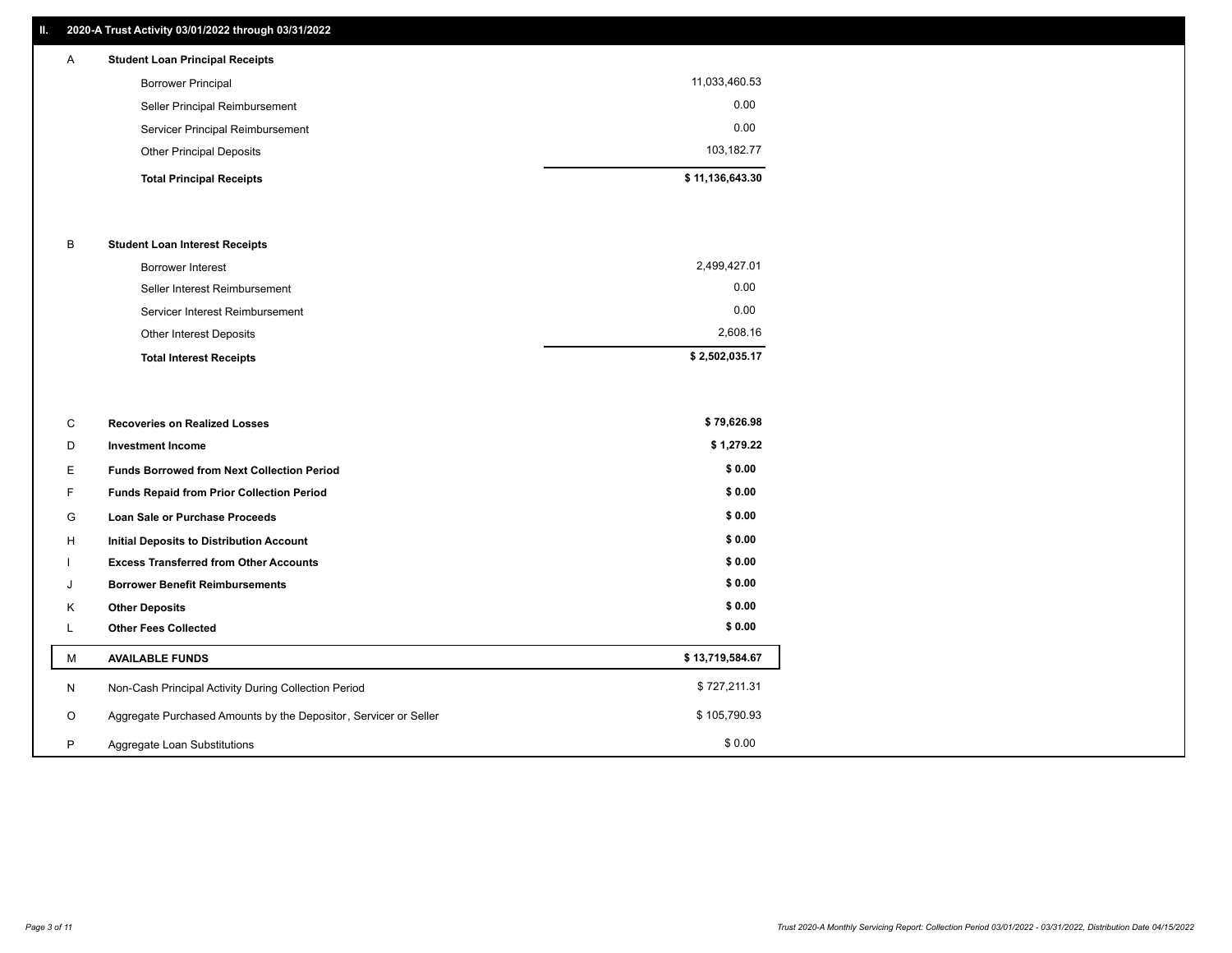## II. 2020-A Trust Activity 03/01/2022 through 03/31/2022

| | | |
|---|---|---|
| A | **Student Loan Principal Receipts** | |
| | Borrower Principal | 11,033,460.53 |
| | Seller Principal Reimbursement | 0.00 |
| | Servicer Principal Reimbursement | 0.00 |
| | Other Principal Deposits | 103,182.77 |
| | **Total Principal Receipts** | **$ 11,136,643.30** |
| B | **Student Loan Interest Receipts** | |
| | Borrower Interest | 2,499,427.01 |
| | Seller Interest Reimbursement | 0.00 |
| | Servicer Interest Reimbursement | 0.00 |
| | Other Interest Deposits | 2,608.16 |
| | **Total Interest Receipts** | **$ 2,502,035.17** |
| C | **Recoveries on Realized Losses** | **$ 79,626.98** |
| D | **Investment Income** | **$ 1,279.22** |
| E | **Funds Borrowed from Next Collection Period** | **$ 0.00** |
| F | **Funds Repaid from Prior Collection Period** | **$ 0.00** |
| G | **Loan Sale or Purchase Proceeds** | **$ 0.00** |
| H | **Initial Deposits to Distribution Account** | **$ 0.00** |
| I | **Excess Transferred from Other Accounts** | **$ 0.00** |
| J | **Borrower Benefit Reimbursements** | **$ 0.00** |
| K | **Other Deposits** | **$ 0.00** |
| L | **Other Fees Collected** | **$ 0.00** |
| M | **AVAILABLE FUNDS** | **$ 13,719,584.67** |
| N | Non-Cash Principal Activity During Collection Period | $ 727,211.31 |
| O | Aggregate Purchased Amounts by the Depositor, Servicer or Seller | $ 105,790.93 |
| P | Aggregate Loan Substitutions | $ 0.00 |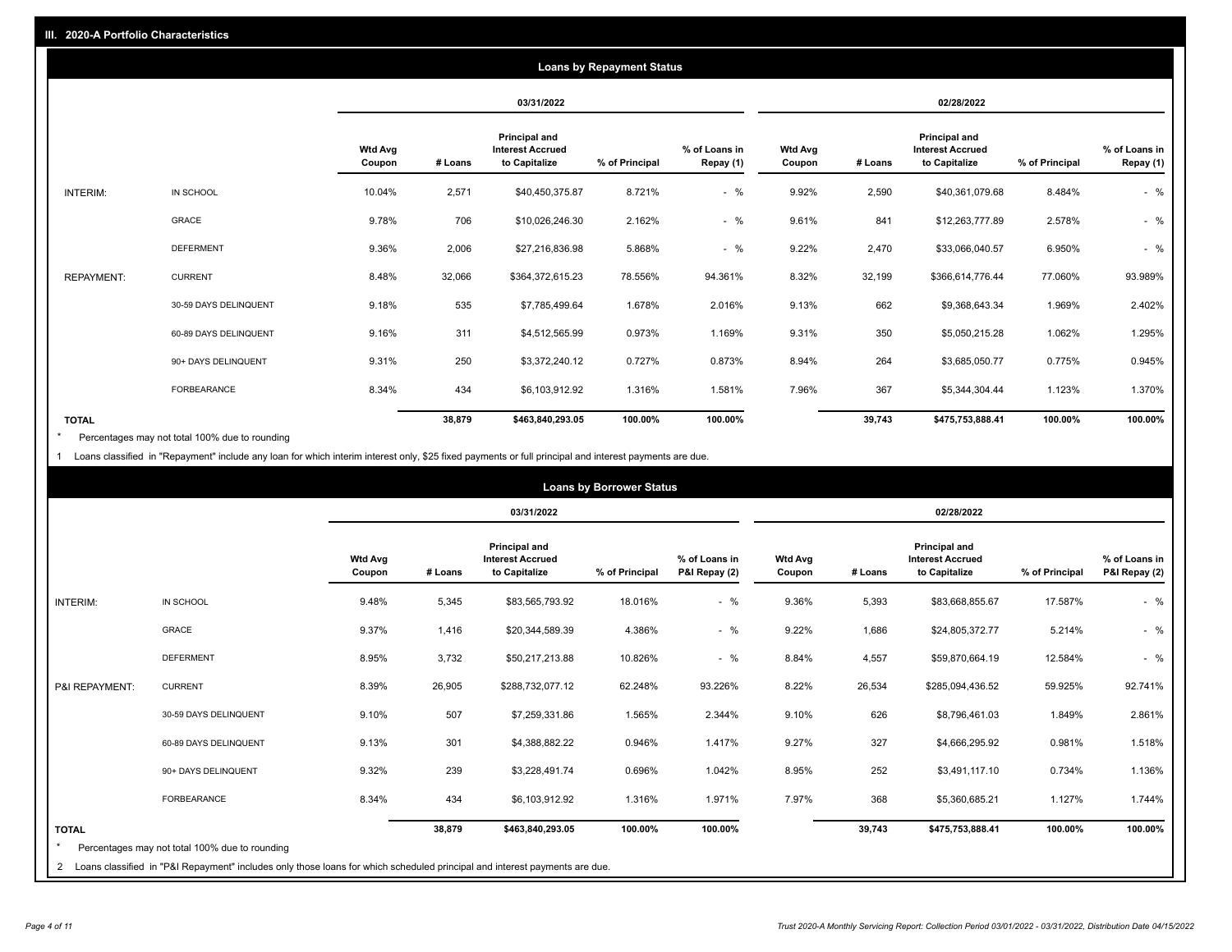## III. 2020-A Portfolio Characteristics

### Loans by Repayment Status

| | | 03/31/2022 | | | | | 02/28/2022 | | | | |
|---|---|---|---|---|---|---|---|---|---|---|---|
| | | Wtd Avg Coupon | # Loans | Principal and Interest Accrued to Capitalize | % of Principal | % of Loans in Repay (1) | Wtd Avg Coupon | # Loans | Principal and Interest Accrued to Capitalize | % of Principal | % of Loans in Repay (1) |
| INTERIM: | IN SCHOOL | 10.04% | 2,571 | $40,450,375.87 | 8.721% | - % | 9.92% | 2,590 | $40,361,079.68 | 8.484% | - % |
| | GRACE | 9.78% | 706 | $10,026,246.30 | 2.162% | - % | 9.61% | 841 | $12,263,777.89 | 2.578% | - % |
| | DEFERMENT | 9.36% | 2,006 | $27,216,836.98 | 5.868% | - % | 9.22% | 2,470 | $33,066,040.57 | 6.950% | - % |
| REPAYMENT: | CURRENT | 8.48% | 32,066 | $364,372,615.23 | 78.556% | 94.361% | 8.32% | 32,199 | $366,614,776.44 | 77.060% | 93.989% |
| | 30-59 DAYS DELINQUENT | 9.18% | 535 | $7,785,499.64 | 1.678% | 2.016% | 9.13% | 662 | $9,368,643.34 | 1.969% | 2.402% |
| | 60-89 DAYS DELINQUENT | 9.16% | 311 | $4,512,565.99 | 0.973% | 1.169% | 9.31% | 350 | $5,050,215.28 | 1.062% | 1.295% |
| | 90+ DAYS DELINQUENT | 9.31% | 250 | $3,372,240.12 | 0.727% | 0.873% | 8.94% | 264 | $3,685,050.77 | 0.775% | 0.945% |
| | FORBEARANCE | 8.34% | 434 | $6,103,912.92 | 1.316% | 1.581% | 7.96% | 367 | $5,344,304.44 | 1.123% | 1.370% |
| TOTAL | | | 38,879 | $463,840,293.05 | 100.00% | 100.00% | | 39,743 | $475,753,888.41 | 100.00% | 100.00% |

\* Percentages may not total 100% due to rounding

1 Loans classified in "Repayment" include any loan for which interim interest only, $25 fixed payments or full principal and interest payments are due.

### Loans by Borrower Status

| | | 03/31/2022 | | | | | 02/28/2022 | | | | |
|---|---|---|---|---|---|---|---|---|---|---|---|
| | | Wtd Avg Coupon | # Loans | Principal and Interest Accrued to Capitalize | % of Principal | % of Loans in P&I Repay (2) | Wtd Avg Coupon | # Loans | Principal and Interest Accrued to Capitalize | % of Principal | % of Loans in P&I Repay (2) |
| INTERIM: | IN SCHOOL | 9.48% | 5,345 | $83,565,793.92 | 18.016% | - % | 9.36% | 5,393 | $83,668,855.67 | 17.587% | - % |
| | GRACE | 9.37% | 1,416 | $20,344,589.39 | 4.386% | - % | 9.22% | 1,686 | $24,805,372.77 | 5.214% | - % |
| | DEFERMENT | 8.95% | 3,732 | $50,217,213.88 | 10.826% | - % | 8.84% | 4,557 | $59,870,664.19 | 12.584% | - % |
| P&I REPAYMENT: | CURRENT | 8.39% | 26,905 | $288,732,077.12 | 62.248% | 93.226% | 8.22% | 26,534 | $285,094,436.52 | 59.925% | 92.741% |
| | 30-59 DAYS DELINQUENT | 9.10% | 507 | $7,259,331.86 | 1.565% | 2.344% | 9.10% | 626 | $8,796,461.03 | 1.849% | 2.861% |
| | 60-89 DAYS DELINQUENT | 9.13% | 301 | $4,388,882.22 | 0.946% | 1.417% | 9.27% | 327 | $4,666,295.92 | 0.981% | 1.518% |
| | 90+ DAYS DELINQUENT | 9.32% | 239 | $3,228,491.74 | 0.696% | 1.042% | 8.95% | 252 | $3,491,117.10 | 0.734% | 1.136% |
| | FORBEARANCE | 8.34% | 434 | $6,103,912.92 | 1.316% | 1.971% | 7.97% | 368 | $5,360,685.21 | 1.127% | 1.744% |
| TOTAL | | | 38,879 | $463,840,293.05 | 100.00% | 100.00% | | 39,743 | $475,753,888.41 | 100.00% | 100.00% |

\* Percentages may not total 100% due to rounding

2 Loans classified in "P&I Repayment" includes only those loans for which scheduled principal and interest payments are due.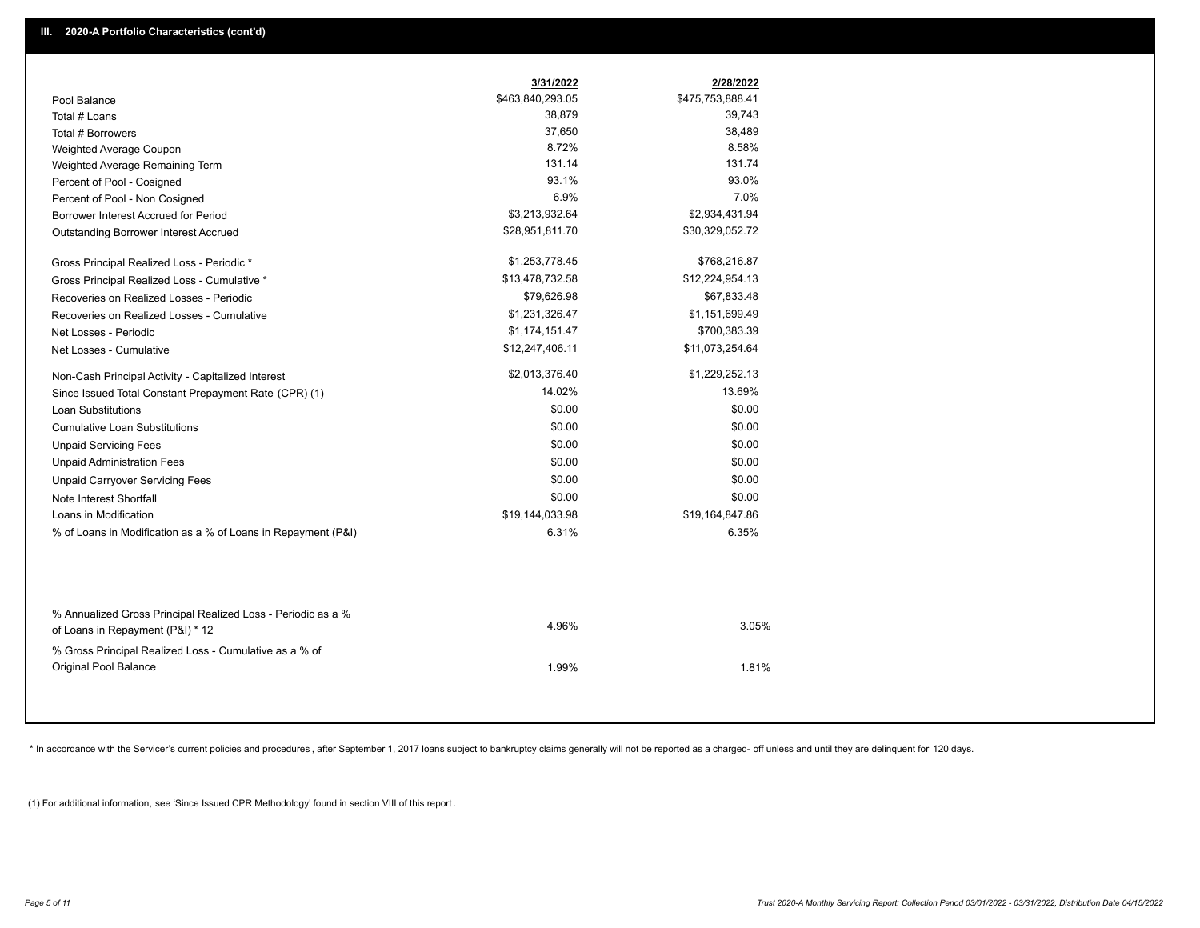## III. 2020-A Portfolio Characteristics (cont'd)

| | 3/31/2022 | 2/28/2022 |
|---|---|---|
| Pool Balance | $463,840,293.05 | $475,753,888.41 |
| Total # Loans | 38,879 | 39,743 |
| Total # Borrowers | 37,650 | 38,489 |
| Weighted Average Coupon | 8.72% | 8.58% |
| Weighted Average Remaining Term | 131.14 | 131.74 |
| Percent of Pool - Cosigned | 93.1% | 93.0% |
| Percent of Pool - Non Cosigned | 6.9% | 7.0% |
| Borrower Interest Accrued for Period | $3,213,932.64 | $2,934,431.94 |
| Outstanding Borrower Interest Accrued | $28,951,811.70 | $30,329,052.72 |
| Gross Principal Realized Loss - Periodic * | $1,253,778.45 | $768,216.87 |
| Gross Principal Realized Loss - Cumulative * | $13,478,732.58 | $12,224,954.13 |
| Recoveries on Realized Losses - Periodic | $79,626.98 | $67,833.48 |
| Recoveries on Realized Losses - Cumulative | $1,231,326.47 | $1,151,699.49 |
| Net Losses - Periodic | $1,174,151.47 | $700,383.39 |
| Net Losses - Cumulative | $12,247,406.11 | $11,073,254.64 |
| Non-Cash Principal Activity - Capitalized Interest | $2,013,376.40 | $1,229,252.13 |
| Since Issued Total Constant Prepayment Rate (CPR) (1) | 14.02% | 13.69% |
| Loan Substitutions | $0.00 | $0.00 |
| Cumulative Loan Substitutions | $0.00 | $0.00 |
| Unpaid Servicing Fees | $0.00 | $0.00 |
| Unpaid Administration Fees | $0.00 | $0.00 |
| Unpaid Carryover Servicing Fees | $0.00 | $0.00 |
| Note Interest Shortfall | $0.00 | $0.00 |
| Loans in Modification | $19,144,033.98 | $19,164,847.86 |
| % of Loans in Modification as a % of Loans in Repayment (P&I) | 6.31% | 6.35% |
| % Annualized Gross Principal Realized Loss - Periodic as a % of Loans in Repayment (P&I) * 12 | 4.96% | 3.05% |
| % Gross Principal Realized Loss - Cumulative as a % of Original Pool Balance | 1.99% | 1.81% |

* In accordance with the Servicer's current policies and procedures , after September 1, 2017 loans subject to bankruptcy claims generally will not be reported as a charged- off unless and until they are delinquent for 120 days.

(1) For additional information, see 'Since Issued CPR Methodology' found in section VIII of this report .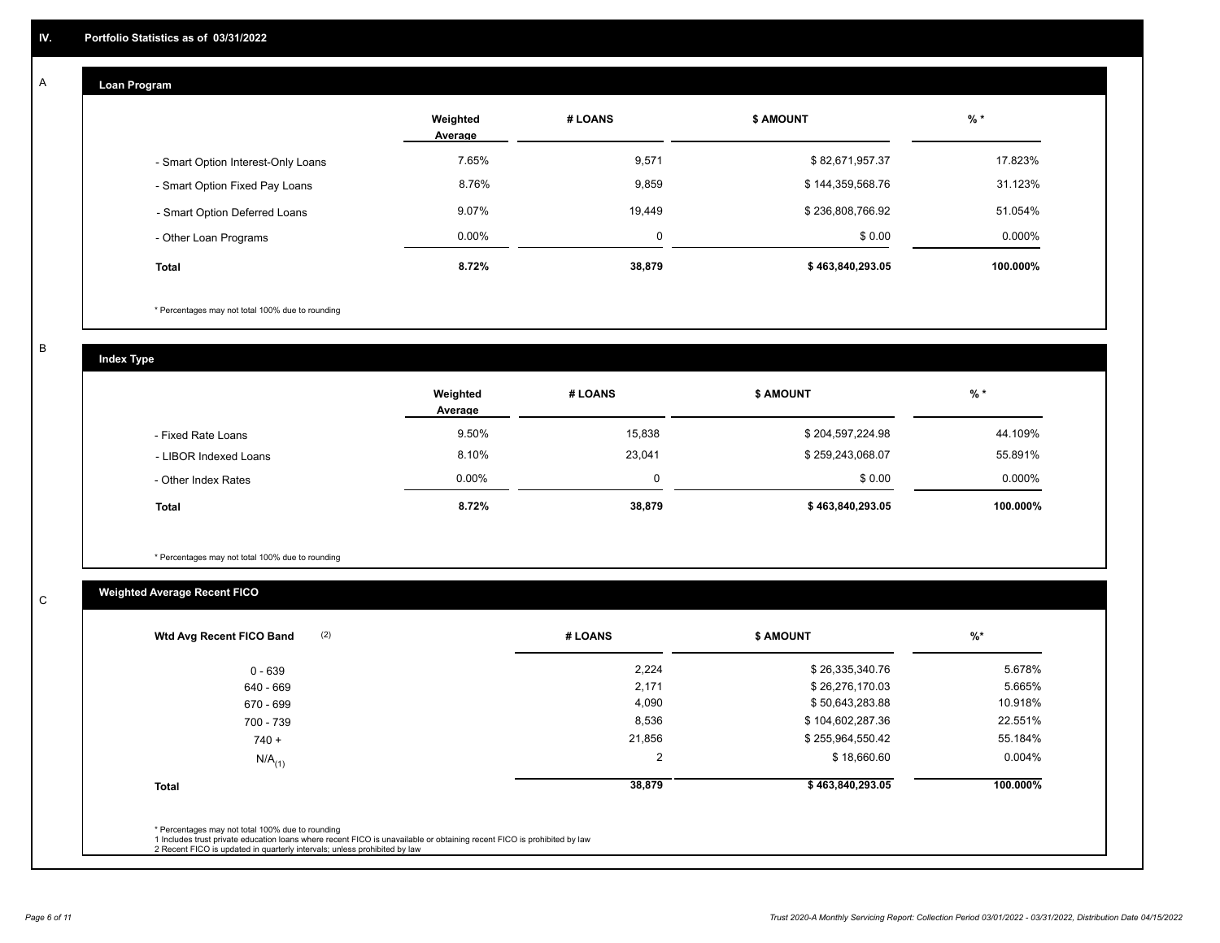## IV. Portfolio Statistics as of 03/31/2022

### A

#### Loan Program

| | Weighted Average | # LOANS | $ AMOUNT | % * |
|---|---|---|---|---|
| - Smart Option Interest-Only Loans | 7.65% | 9,571 | $ 82,671,957.37 | 17.823% |
| - Smart Option Fixed Pay Loans | 8.76% | 9,859 | $ 144,359,568.76 | 31.123% |
| - Smart Option Deferred Loans | 9.07% | 19,449 | $ 236,808,766.92 | 51.054% |
| - Other Loan Programs | 0.00% | 0 | $ 0.00 | 0.000% |
| **Total** | **8.72%** | **38,879** | **$ 463,840,293.05** | **100.000%** |

* Percentages may not total 100% due to rounding

### B

#### Index Type

| | Weighted Average | # LOANS | $ AMOUNT | % * |
|---|---|---|---|---|
| - Fixed Rate Loans | 9.50% | 15,838 | $ 204,597,224.98 | 44.109% |
| - LIBOR Indexed Loans | 8.10% | 23,041 | $ 259,243,068.07 | 55.891% |
| - Other Index Rates | 0.00% | 0 | $ 0.00 | 0.000% |
| **Total** | **8.72%** | **38,879** | **$ 463,840,293.05** | **100.000%** |

* Percentages may not total 100% due to rounding

### C

#### Weighted Average Recent FICO

| Wtd Avg Recent FICO Band (2) | # LOANS | $ AMOUNT | %* |
|---|---|---|---|
| 0 - 639 | 2,224 | $ 26,335,340.76 | 5.678% |
| 640 - 669 | 2,171 | $ 26,276,170.03 | 5.665% |
| 670 - 699 | 4,090 | $ 50,643,283.88 | 10.918% |
| 700 - 739 | 8,536 | $ 104,602,287.36 | 22.551% |
| 740 + | 21,856 | $ 255,964,550.42 | 55.184% |
| N/A(1) | 2 | $ 18,660.60 | 0.004% |
| **Total** | **38,879** | **$ 463,840,293.05** | **100.000%** |

* Percentages may not total 100% due to rounding
1 Includes trust private education loans where recent FICO is unavailable or obtaining recent FICO is prohibited by law
2 Recent FICO is updated in quarterly intervals; unless prohibited by law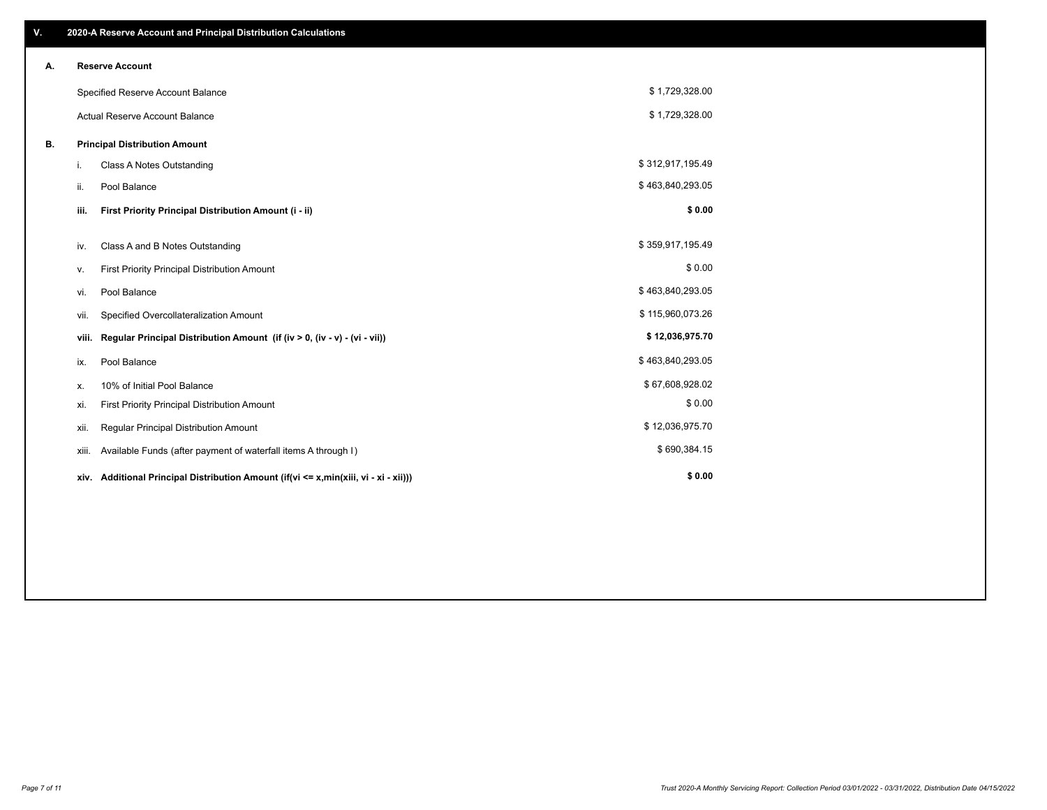## V. 2020-A Reserve Account and Principal Distribution Calculations

### A. Reserve Account

| | |
|---|---|
| Specified Reserve Account Balance | $ 1,729,328.00 |
| Actual Reserve Account Balance | $ 1,729,328.00 |

### B. Principal Distribution Amount

| | | |
|---|---|---|
| i. | Class A Notes Outstanding | $ 312,917,195.49 |
| ii. | Pool Balance | $ 463,840,293.05 |
| **iii.** | **First Priority Principal Distribution Amount (i - ii)** | **$ 0.00** |
| iv. | Class A and B Notes Outstanding | $ 359,917,195.49 |
| v. | First Priority Principal Distribution Amount | $ 0.00 |
| vi. | Pool Balance | $ 463,840,293.05 |
| vii. | Specified Overcollateralization Amount | $ 115,960,073.26 |
| **viii.** | **Regular Principal Distribution Amount (if (iv > 0, (iv - v) - (vi - vii))** | **$ 12,036,975.70** |
| ix. | Pool Balance | $ 463,840,293.05 |
| x. | 10% of Initial Pool Balance | $ 67,608,928.02 |
| xi. | First Priority Principal Distribution Amount | $ 0.00 |
| xii. | Regular Principal Distribution Amount | $ 12,036,975.70 |
| xiii. | Available Funds (after payment of waterfall items A through I) | $ 690,384.15 |
| **xiv.** | **Additional Principal Distribution Amount (if(vi <= x,min(xiii, vi - xi - xii)))** | **$ 0.00** |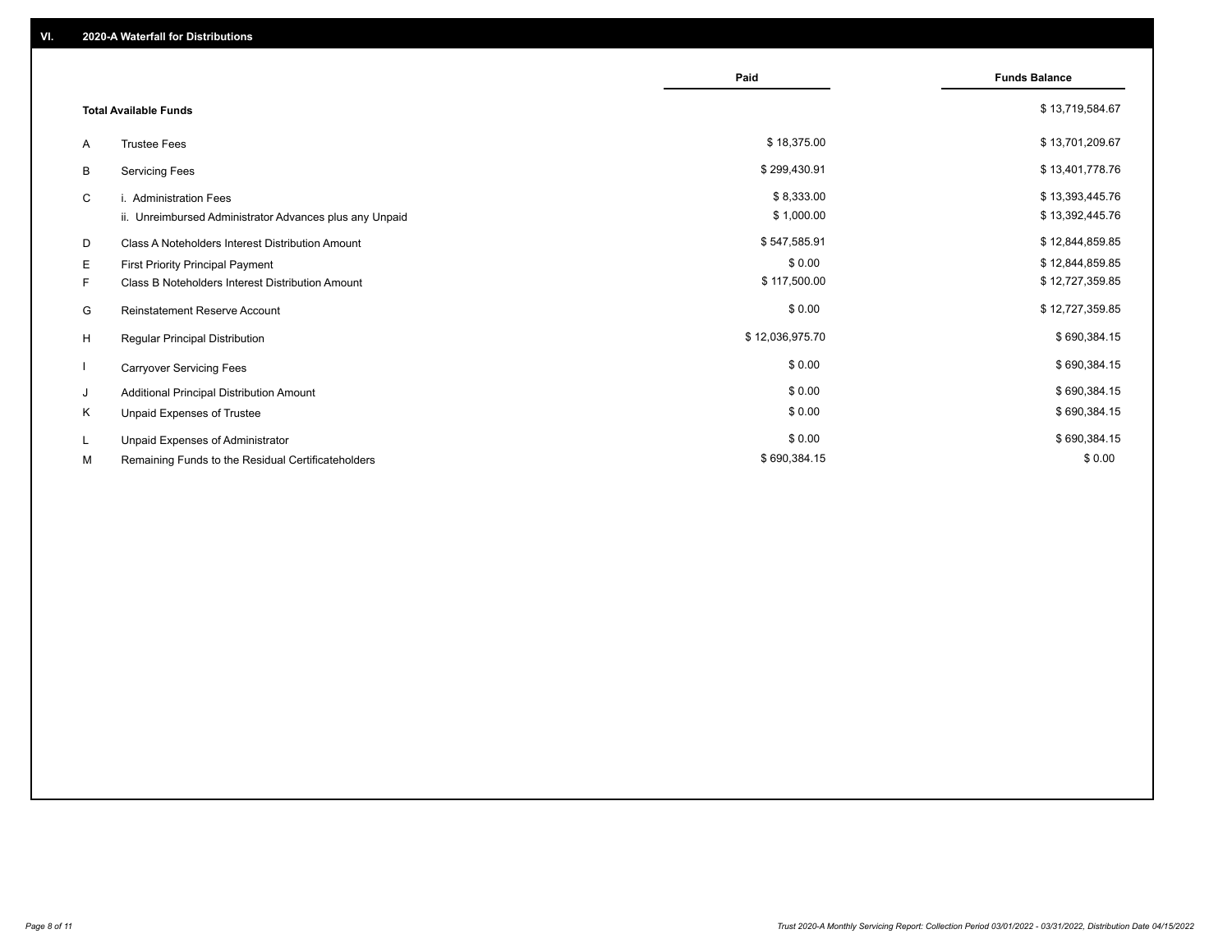## VI. 2020-A Waterfall for Distributions

| | | Paid | Funds Balance |
|---|---|---|---|
| | **Total Available Funds** | | $ 13,719,584.67 |
| A | Trustee Fees | $ 18,375.00 | $ 13,701,209.67 |
| B | Servicing Fees | $ 299,430.91 | $ 13,401,778.76 |
| C | i. Administration Fees | $ 8,333.00 | $ 13,393,445.76 |
| | ii. Unreimbursed Administrator Advances plus any Unpaid | $ 1,000.00 | $ 13,392,445.76 |
| D | Class A Noteholders Interest Distribution Amount | $ 547,585.91 | $ 12,844,859.85 |
| E | First Priority Principal Payment | $ 0.00 | $ 12,844,859.85 |
| F | Class B Noteholders Interest Distribution Amount | $ 117,500.00 | $ 12,727,359.85 |
| G | Reinstatement Reserve Account | $ 0.00 | $ 12,727,359.85 |
| H | Regular Principal Distribution | $ 12,036,975.70 | $ 690,384.15 |
| I | Carryover Servicing Fees | $ 0.00 | $ 690,384.15 |
| J | Additional Principal Distribution Amount | $ 0.00 | $ 690,384.15 |
| K | Unpaid Expenses of Trustee | $ 0.00 | $ 690,384.15 |
| L | Unpaid Expenses of Administrator | $ 0.00 | $ 690,384.15 |
| M | Remaining Funds to the Residual Certificateholders | $ 690,384.15 | $ 0.00 |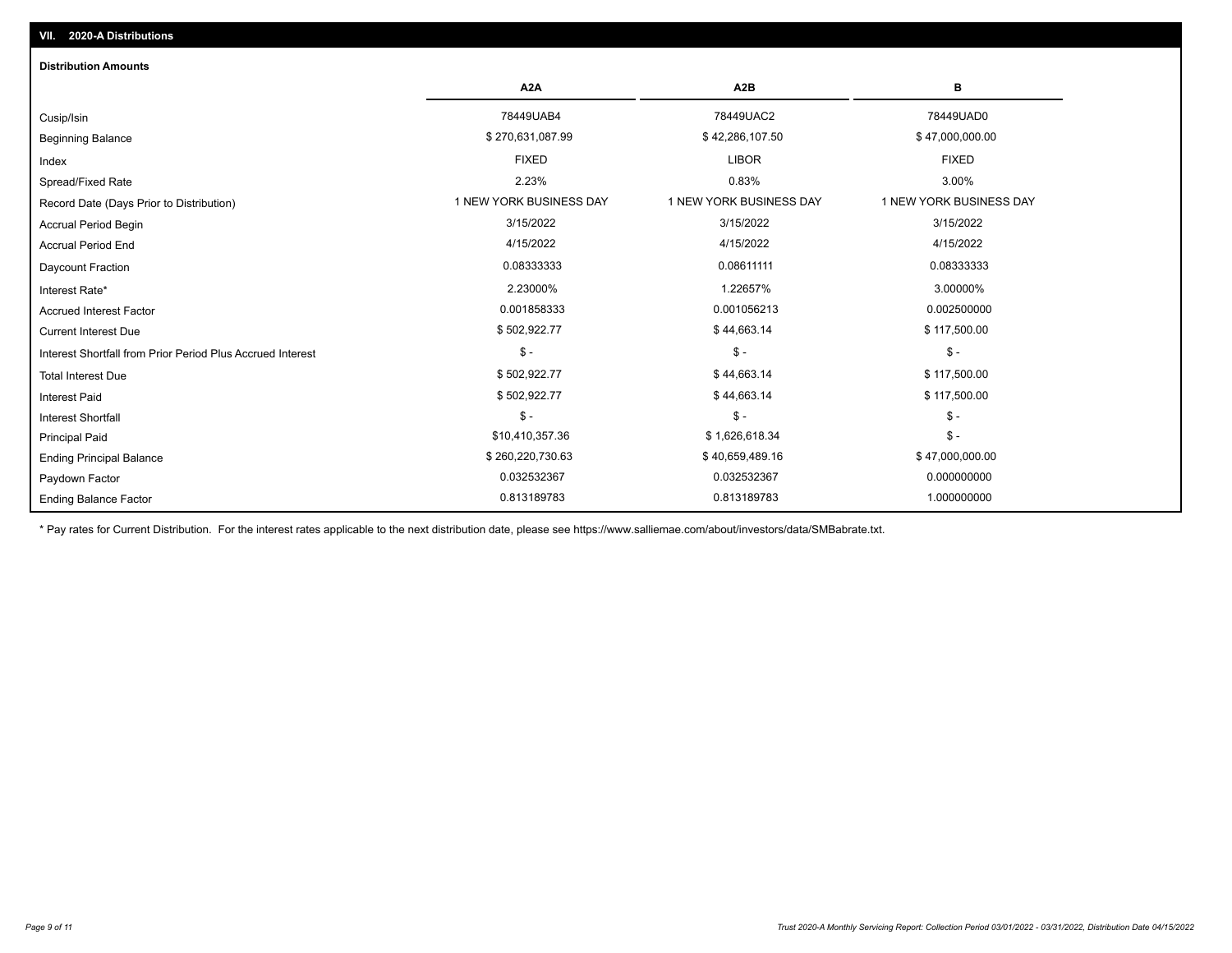## VII. 2020-A Distributions

### Distribution Amounts

| | A2A | A2B | B |
|---|---|---|---|
| Cusip/Isin | 78449UAB4 | 78449UAC2 | 78449UAD0 |
| Beginning Balance | $ 270,631,087.99 | $ 42,286,107.50 | $ 47,000,000.00 |
| Index | FIXED | LIBOR | FIXED |
| Spread/Fixed Rate | 2.23% | 0.83% | 3.00% |
| Record Date (Days Prior to Distribution) | 1 NEW YORK BUSINESS DAY | 1 NEW YORK BUSINESS DAY | 1 NEW YORK BUSINESS DAY |
| Accrual Period Begin | 3/15/2022 | 3/15/2022 | 3/15/2022 |
| Accrual Period End | 4/15/2022 | 4/15/2022 | 4/15/2022 |
| Daycount Fraction | 0.08333333 | 0.08611111 | 0.08333333 |
| Interest Rate* | 2.23000% | 1.22657% | 3.00000% |
| Accrued Interest Factor | 0.001858333 | 0.001056213 | 0.002500000 |
| Current Interest Due | $ 502,922.77 | $ 44,663.14 | $ 117,500.00 |
| Interest Shortfall from Prior Period Plus Accrued Interest | $ - | $ - | $ - |
| Total Interest Due | $ 502,922.77 | $ 44,663.14 | $ 117,500.00 |
| Interest Paid | $ 502,922.77 | $ 44,663.14 | $ 117,500.00 |
| Interest Shortfall | $ - | $ - | $ - |
| Principal Paid | $10,410,357.36 | $ 1,626,618.34 | $ - |
| Ending Principal Balance | $ 260,220,730.63 | $ 40,659,489.16 | $ 47,000,000.00 |
| Paydown Factor | 0.032532367 | 0.032532367 | 0.000000000 |
| Ending Balance Factor | 0.813189783 | 0.813189783 | 1.000000000 |

* Pay rates for Current Distribution. For the interest rates applicable to the next distribution date, please see https://www.salliemae.com/about/investors/data/SMBabrate.txt.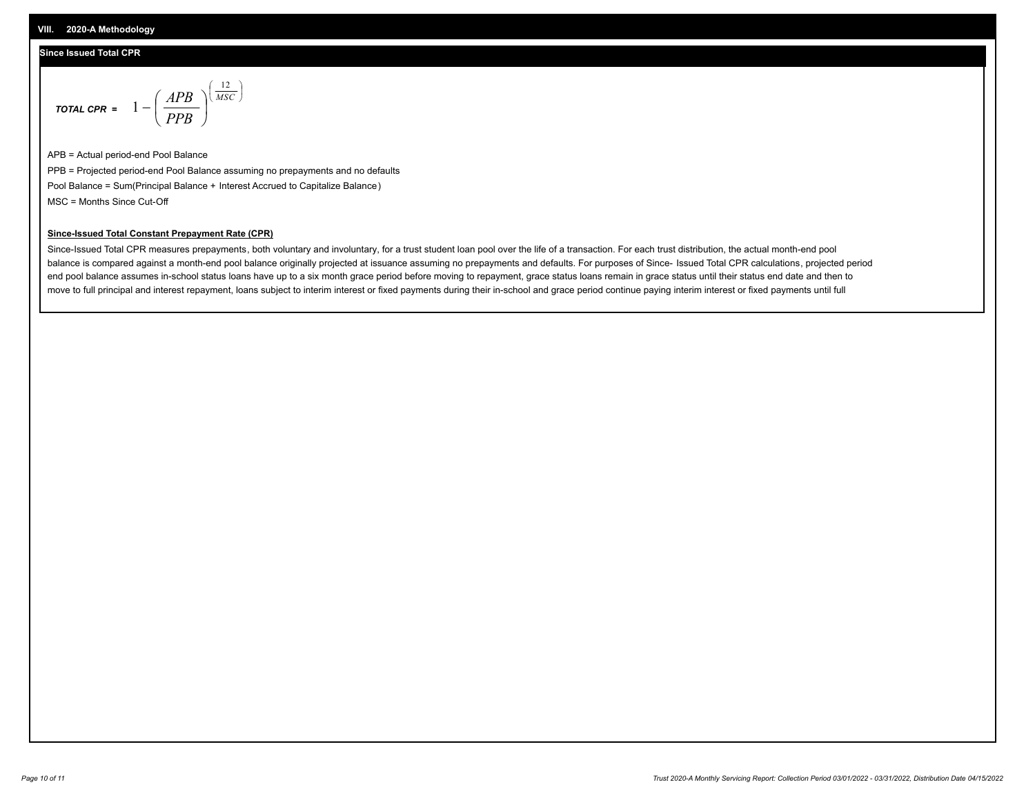## VIII. 2020-A Methodology

### Since Issued Total CPR

$$TOTAL\ CPR = 1 - \left( \frac{APB}{PPB} \right)^{\left( \frac{12}{MSC} \right)}$$

APB = Actual period-end Pool Balance

PPB = Projected period-end Pool Balance assuming no prepayments and no defaults

Pool Balance = Sum(Principal Balance + Interest Accrued to Capitalize Balance)

MSC = Months Since Cut-Off

**Since-Issued Total Constant Prepayment Rate (CPR)**

Since-Issued Total CPR measures prepayments, both voluntary and involuntary, for a trust student loan pool over the life of a transaction. For each trust distribution, the actual month-end pool balance is compared against a month-end pool balance originally projected at issuance assuming no prepayments and defaults. For purposes of Since- Issued Total CPR calculations, projected period end pool balance assumes in-school status loans have up to a six month grace period before moving to repayment, grace status loans remain in grace status until their status end date and then to move to full principal and interest repayment, loans subject to interim interest or fixed payments during their in-school and grace period continue paying interim interest or fixed payments until full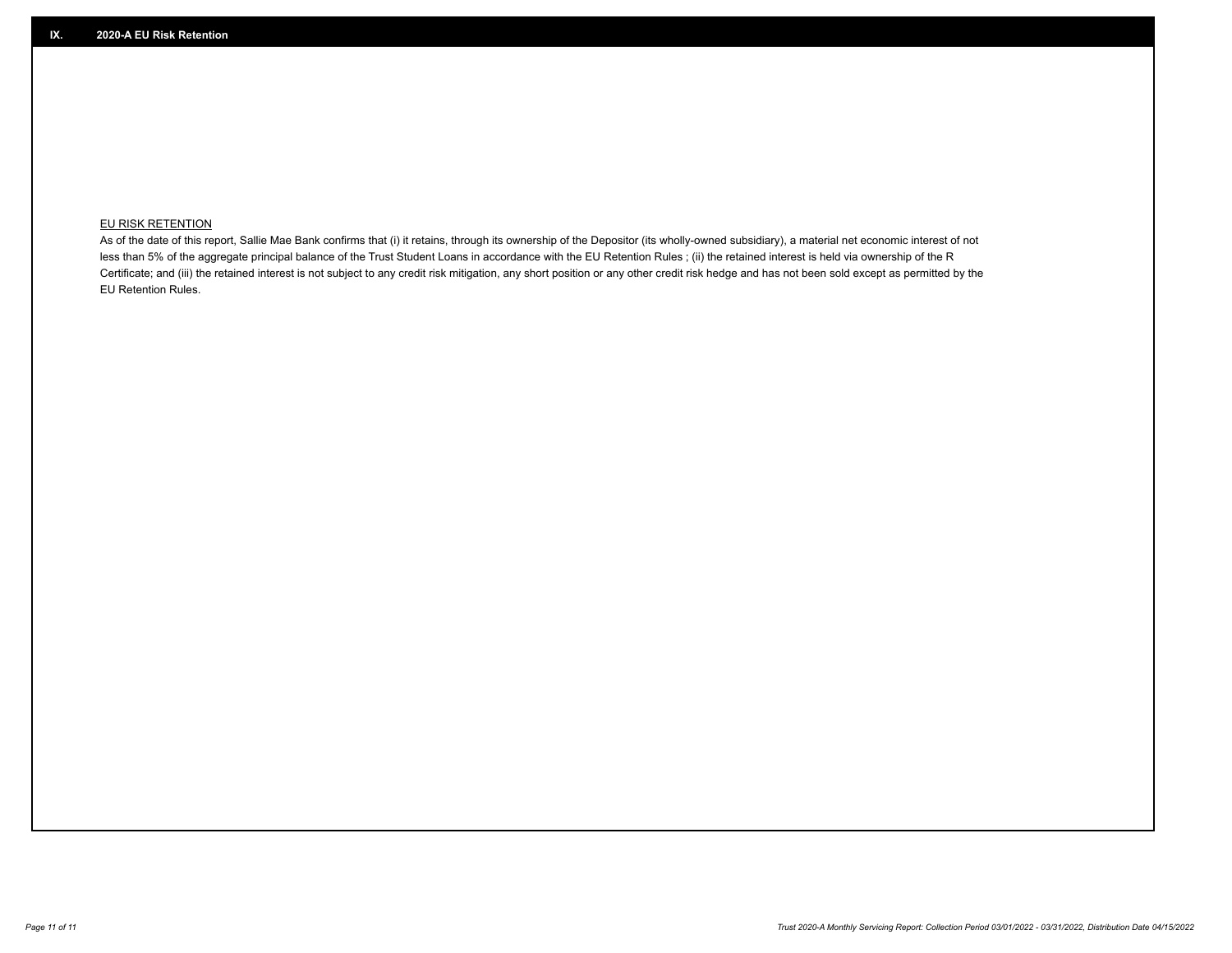## IX. 2020-A EU Risk Retention

EU RISK RETENTION

As of the date of this report, Sallie Mae Bank confirms that (i) it retains, through its ownership of the Depositor (its wholly-owned subsidiary), a material net economic interest of not less than 5% of the aggregate principal balance of the Trust Student Loans in accordance with the EU Retention Rules ; (ii) the retained interest is held via ownership of the R Certificate; and (iii) the retained interest is not subject to any credit risk mitigation, any short position or any other credit risk hedge and has not been sold except as permitted by the EU Retention Rules.